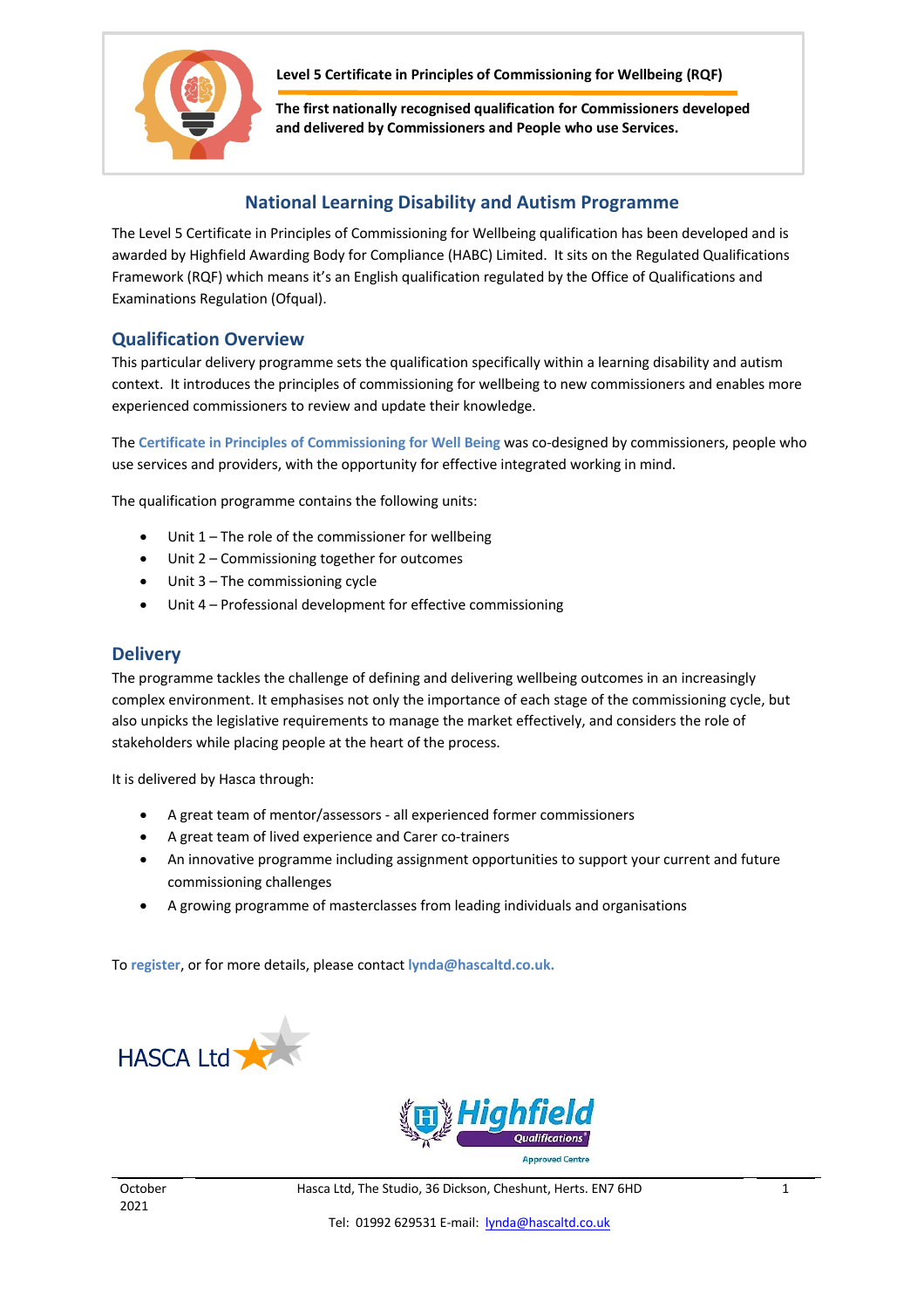**Level 5 Certificate in Principles of Commissioning for Wellbeing (RQF)**

**The first nationally recognised qualification for Commissioners developed and delivered by Commissioners and People who use Services.**

## National Learning Disability and Autism Programme

The Level 5 Certificate in Principles of Commissioning for Wellbeing qualification has been developed and is awarded by Highfield Awarding Body for Compliance (HABC) Limited. It sits on the Regulated Qualifications Framework (RQF) which means it's an English qualification regulated by the Office of Qualifications and Examinations Regulation (Ofqual).

## Qualification Overview

This particular delivery programme sets the qualification specifically within a learning disability and autism context. It introduces the principles of commissioning for wellbeing to new commissioners and enables more experienced commissioners to review and update their knowledge.

The Certificate in Principles of Commissioning for Well Being was co-designed by commissioners, people who use services and providers, with the opportunity for effective integrated working in mind.

The qualification programme contains the following units:

- Unit 1 – The role of the commissioner for wellbeing
- Unit 2 – Commissioning together for outcomes
- Unit 3 – The commissioning cycle
- Unit 4 – Professional development for effective commissioning

## Delivery

The programme tackles the challenge of defining and delivering wellbeing outcomes in an increasingly complex environment. It emphasises not only the importance of each stage of the commissioning cycle, but also unpicks the legislative requirements to manage the market effectively, and considers the role of stakeholders while placing people at the heart of the process.

It is delivered by Hasca through:

- A great team of mentor/assessors - all experienced former commissioners
- A great team of lived experience and Carer co-trainers
- An innovative programme including assignment opportunities to support your current and future commissioning challenges
- A growing programme of masterclasses from leading individuals and organisations

To register, or for more details, please contact lynda@hascaltd.co.uk.

HASCA Ltd

Highfield Qualifications Approved Centre

October 2021

Hasca Ltd, The Studio, 36 Dickson, Cheshunt, Herts. EN7 6HD

Tel: 01992 629531 E-mail: lynda@hascaltd.co.uk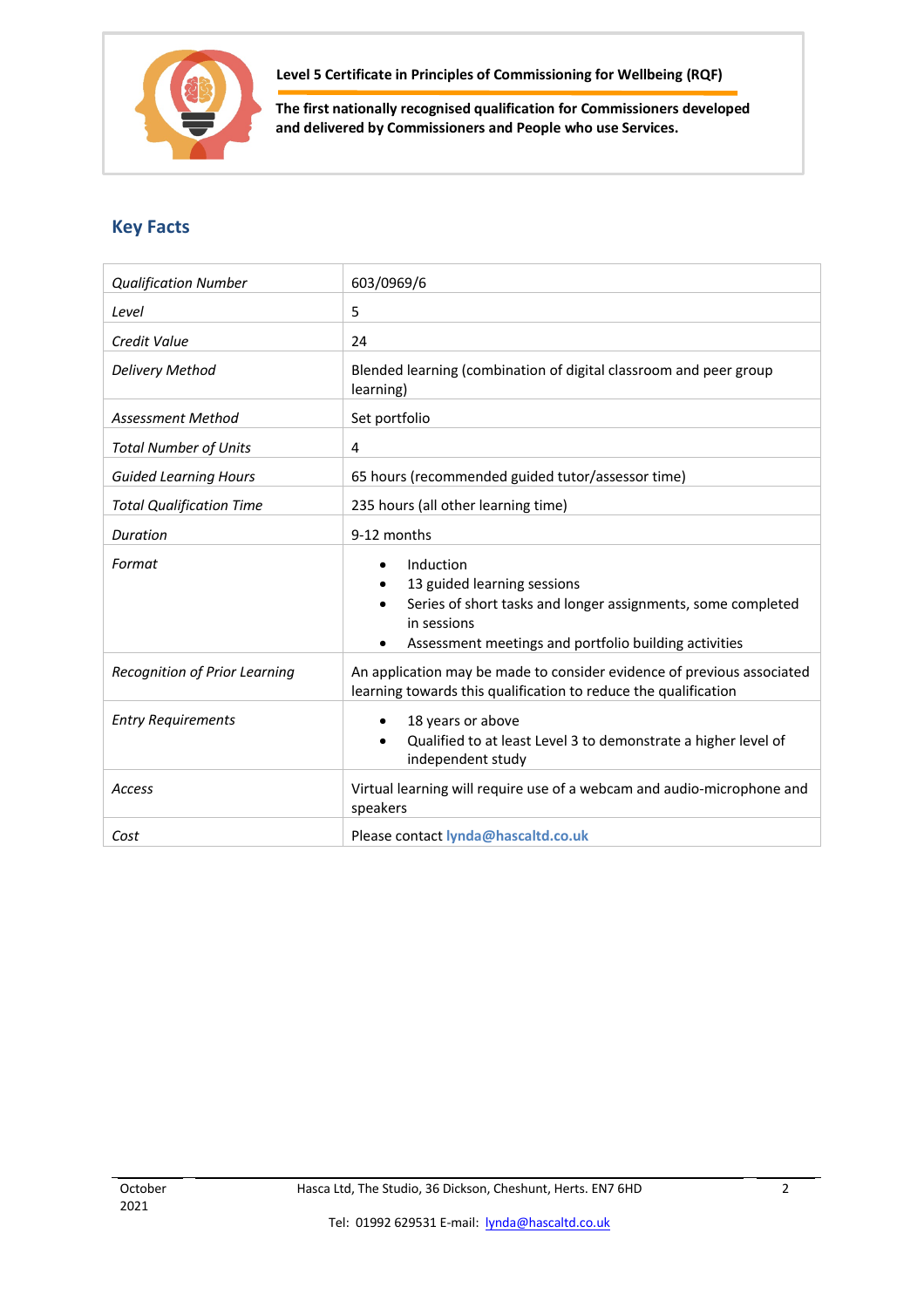**Level 5 Certificate in Principles of Commissioning for Wellbeing (RQF)**

**The first nationally recognised qualification for Commissioners developed and delivered by Commissioners and People who use Services.**

## Key Facts

| | |
|---|---|
| *Qualification Number* | 603/0969/6 |
| *Level* | 5 |
| *Credit Value* | 24 |
| *Delivery Method* | Blended learning (combination of digital classroom and peer group learning) |
| *Assessment Method* | Set portfolio |
| *Total Number of Units* | 4 |
| *Guided Learning Hours* | 65 hours (recommended guided tutor/assessor time) |
| *Total Qualification Time* | 235 hours (all other learning time) |
| *Duration* | 9-12 months |
| *Format* | • Induction<br>• 13 guided learning sessions<br>• Series of short tasks and longer assignments, some completed in sessions<br>• Assessment meetings and portfolio building activities |
| *Recognition of Prior Learning* | An application may be made to consider evidence of previous associated learning towards this qualification to reduce the qualification |
| *Entry Requirements* | • 18 years or above<br>• Qualified to at least Level 3 to demonstrate a higher level of independent study |
| *Access* | Virtual learning will require use of a webcam and audio-microphone and speakers |
| *Cost* | Please contact **lynda@hascaltd.co.uk** |

October 2021 Hasca Ltd, The Studio, 36 Dickson, Cheshunt, Herts. EN7 6HD

Tel: 01992 629531 E-mail: lynda@hascaltd.co.uk